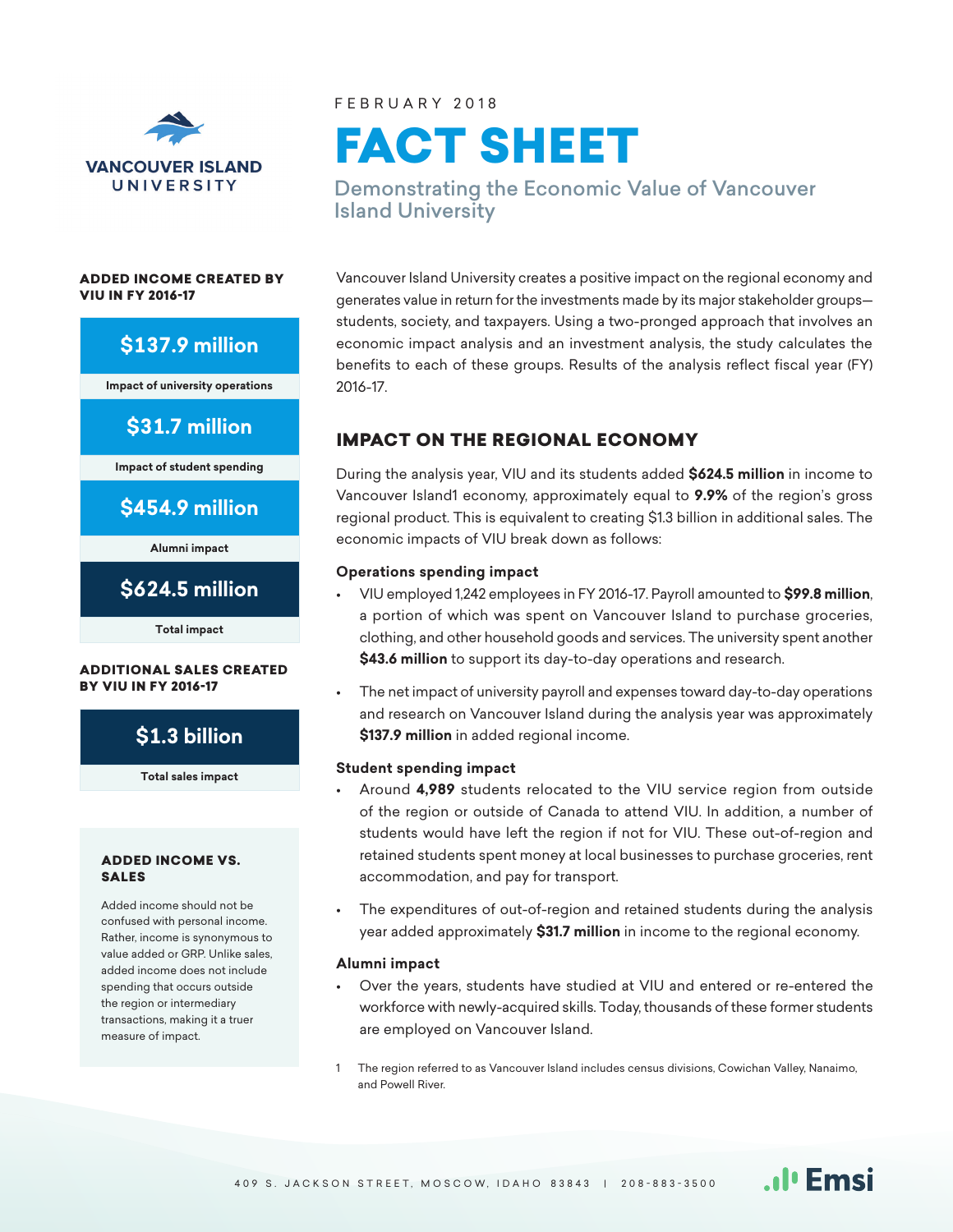VANCOUVER ISLAND UNIVERSITY

FEBRUARY 2018

# FACT SHEET

## Demonstrating the Economic Value of Vancouver Island University

**ADDED INCOME CREATED BY VIU IN FY 2016-17**

**$137.9 million**
Impact of university operations

**$31.7 million**
Impact of student spending

**$454.9 million**
Alumni impact

**$624.5 million**
Total impact

**ADDITIONAL SALES CREATED BY VIU IN FY 2016-17**

**$1.3 billion**
Total sales impact

**ADDED INCOME VS. SALES**

Added income should not be confused with personal income. Rather, income is synonymous to value added or GRP. Unlike sales, added income does not include spending that occurs outside the region or intermediary transactions, making it a truer measure of impact.

Vancouver Island University creates a positive impact on the regional economy and generates value in return for the investments made by its major stakeholder groups—students, society, and taxpayers. Using a two-pronged approach that involves an economic impact analysis and an investment analysis, the study calculates the benefits to each of these groups. Results of the analysis reflect fiscal year (FY) 2016-17.

## IMPACT ON THE REGIONAL ECONOMY

During the analysis year, VIU and its students added **$624.5 million** in income to Vancouver Island[1] economy, approximately equal to **9.9%** of the region's gross regional product. This is equivalent to creating $1.3 billion in additional sales. The economic impacts of VIU break down as follows:

**Operations spending impact**

- VIU employed 1,242 employees in FY 2016-17. Payroll amounted to **$99.8 million**, a portion of which was spent on Vancouver Island to purchase groceries, clothing, and other household goods and services. The university spent another **$43.6 million** to support its day-to-day operations and research.
- The net impact of university payroll and expenses toward day-to-day operations and research on Vancouver Island during the analysis year was approximately **$137.9 million** in added regional income.

**Student spending impact**

- Around **4,989** students relocated to the VIU service region from outside of the region or outside of Canada to attend VIU. In addition, a number of students would have left the region if not for VIU. These out-of-region and retained students spent money at local businesses to purchase groceries, rent accommodation, and pay for transport.
- The expenditures of out-of-region and retained students during the analysis year added approximately **$31.7 million** in income to the regional economy.

**Alumni impact**

- Over the years, students have studied at VIU and entered or re-entered the workforce with newly-acquired skills. Today, thousands of these former students are employed on Vancouver Island.

1 The region referred to as Vancouver Island includes census divisions, Cowichan Valley, Nanaimo, and Powell River.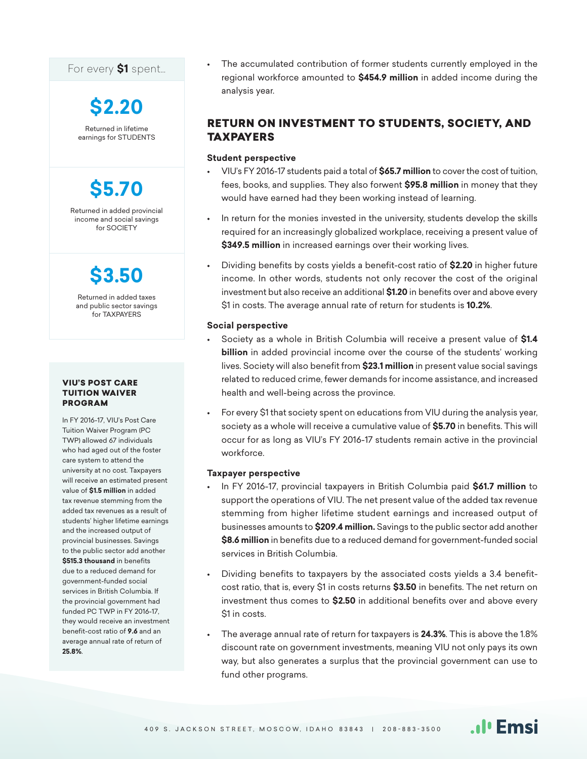For every **$1** spent...

**$2.20**

Returned in lifetime earnings for STUDENTS

**$5.70**

Returned in added provincial income and social savings for SOCIETY

**$3.50**

Returned in added taxes and public sector savings for TAXPAYERS

#### VIU'S POST CARE TUITION WAIVER PROGRAM

In FY 2016-17, VIU's Post Care Tuition Waiver Program (PC TWP) allowed 67 individuals who had aged out of the foster care system to attend the university at no cost. Taxpayers will receive an estimated present value of **$1.5 million** in added tax revenue stemming from the added tax revenues as a result of students' higher lifetime earnings and the increased output of provincial businesses. Savings to the public sector add another **$515.3 thousand** in benefits due to a reduced demand for government-funded social services in British Columbia. If the provincial government had funded PC TWP in FY 2016-17, they would receive an investment benefit-cost ratio of **9.6** and an average annual rate of return of **25.8%**.

- The accumulated contribution of former students currently employed in the regional workforce amounted to **$454.9 million** in added income during the analysis year.

## RETURN ON INVESTMENT TO STUDENTS, SOCIETY, AND TAXPAYERS

**Student perspective**

- VIU's FY 2016-17 students paid a total of **$65.7 million** to cover the cost of tuition, fees, books, and supplies. They also forwent **$95.8 million** in money that they would have earned had they been working instead of learning.
- In return for the monies invested in the university, students develop the skills required for an increasingly globalized workplace, receiving a present value of **$349.5 million** in increased earnings over their working lives.
- Dividing benefits by costs yields a benefit-cost ratio of **$2.20** in higher future income. In other words, students not only recover the cost of the original investment but also receive an additional **$1.20** in benefits over and above every $1 in costs. The average annual rate of return for students is **10.2%**.

**Social perspective**

- Society as a whole in British Columbia will receive a present value of **$1.4 billion** in added provincial income over the course of the students' working lives. Society will also benefit from **$23.1 million** in present value social savings related to reduced crime, fewer demands for income assistance, and increased health and well-being across the province.
- For every $1 that society spent on educations from VIU during the analysis year, society as a whole will receive a cumulative value of **$5.70** in benefits. This will occur for as long as VIU's FY 2016-17 students remain active in the provincial workforce.

**Taxpayer perspective**

- In FY 2016-17, provincial taxpayers in British Columbia paid **$61.7 million** to support the operations of VIU. The net present value of the added tax revenue stemming from higher lifetime student earnings and increased output of businesses amounts to **$209.4 million.** Savings to the public sector add another **$8.6 million** in benefits due to a reduced demand for government-funded social services in British Columbia.
- Dividing benefits to taxpayers by the associated costs yields a 3.4 benefit-cost ratio, that is, every $1 in costs returns **$3.50** in benefits. The net return on investment thus comes to **$2.50** in additional benefits over and above every $1 in costs.
- The average annual rate of return for taxpayers is **24.3%**. This is above the 1.8% discount rate on government investments, meaning VIU not only pays its own way, but also generates a surplus that the provincial government can use to fund other programs.